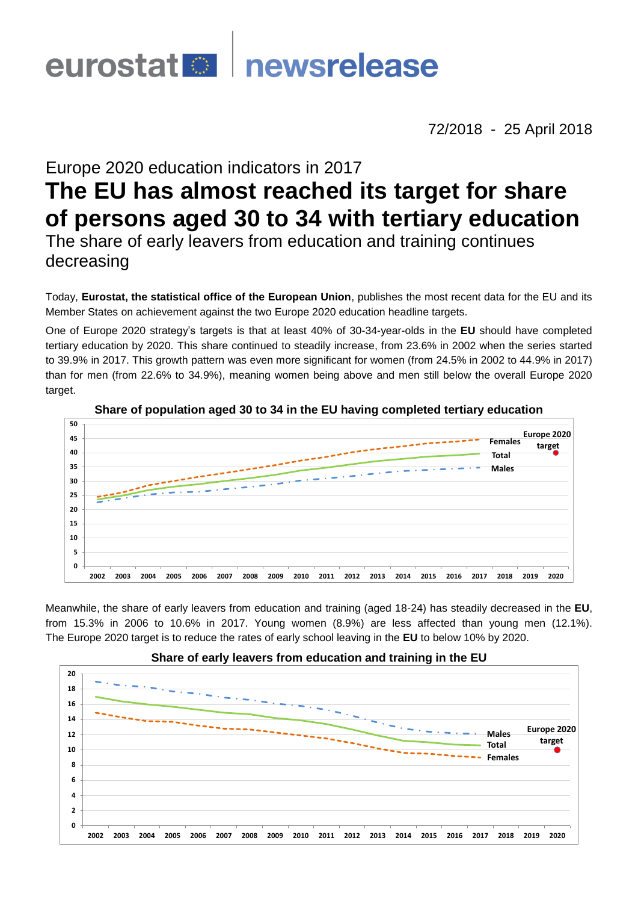eurostat newsrelease

72/2018 - 25 April 2018

## Europe 2020 education indicators in 2017

# The EU has almost reached its target for share of persons aged 30 to 34 with tertiary education

## The share of early leavers from education and training continues decreasing

Today, **Eurostat, the statistical office of the European Union**, publishes the most recent data for the EU and its Member States on achievement against the two Europe 2020 education headline targets.

One of Europe 2020 strategy's targets is that at least 40% of 30-34-year-olds in the **EU** should have completed tertiary education by 2020. This share continued to steadily increase, from 23.6% in 2002 when the series started to 39.9% in 2017. This growth pattern was even more significant for women (from 24.5% in 2002 to 44.9% in 2017) than for men (from 22.6% to 34.9%), meaning women being above and men still below the overall Europe 2020 target.

**Share of population aged 30 to 34 in the EU having completed tertiary education**

Meanwhile, the share of early leavers from education and training (aged 18-24) has steadily decreased in the **EU**, from 15.3% in 2006 to 10.6% in 2017. Young women (8.9%) are less affected than young men (12.1%). The Europe 2020 target is to reduce the rates of early school leaving in the **EU** to below 10% by 2020.

**Share of early leavers from education and training in the EU**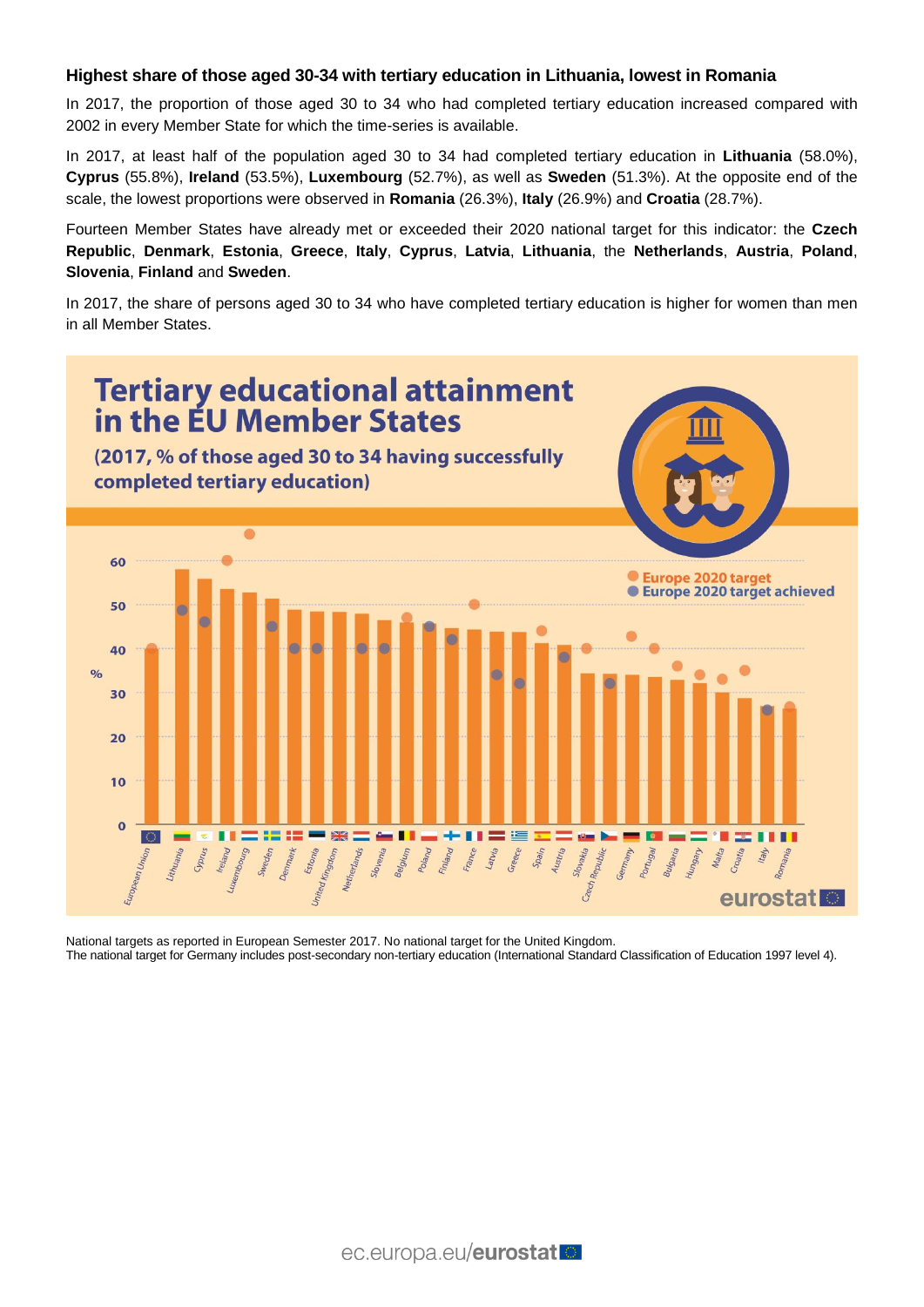### Highest share of those aged 30-34 with tertiary education in Lithuania, lowest in Romania

In 2017, the proportion of those aged 30 to 34 who had completed tertiary education increased compared with 2002 in every Member State for which the time-series is available.

In 2017, at least half of the population aged 30 to 34 had completed tertiary education in **Lithuania** (58.0%), **Cyprus** (55.8%), **Ireland** (53.5%), **Luxembourg** (52.7%), as well as **Sweden** (51.3%). At the opposite end of the scale, the lowest proportions were observed in **Romania** (26.3%), **Italy** (26.9%) and **Croatia** (28.7%).

Fourteen Member States have already met or exceeded their 2020 national target for this indicator: the **Czech Republic**, **Denmark**, **Estonia**, **Greece**, **Italy**, **Cyprus**, **Latvia**, **Lithuania**, the **Netherlands**, **Austria**, **Poland**, **Slovenia**, **Finland** and **Sweden**.

In 2017, the share of persons aged 30 to 34 who have completed tertiary education is higher for women than men in all Member States.

## Tertiary educational attainment in the EU Member States

**(2017, % of those aged 30 to 34 having successfully completed tertiary education)**

Europe 2020 target
Europe 2020 target achieved

European Union, Lithuania, Cyprus, Ireland, Luxembourg, Sweden, Denmark, Estonia, United Kingdom, Netherlands, Slovenia, Belgium, Poland, Finland, France, Latvia, Greece, Spain, Austria, Slovakia, Czech Republic, Germany, Portugal, Bulgaria, Hungary, Malta, Croatia, Italy, Romania

eurostat

National targets as reported in European Semester 2017. No national target for the United Kingdom.
The national target for Germany includes post-secondary non-tertiary education (International Standard Classification of Education 1997 level 4).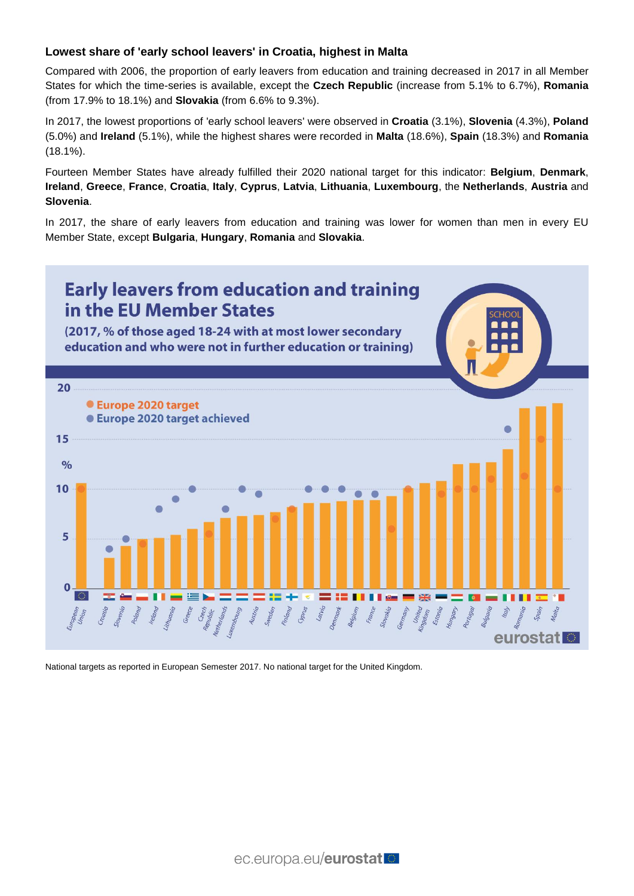### Lowest share of 'early school leavers' in Croatia, highest in Malta

Compared with 2006, the proportion of early leavers from education and training decreased in 2017 in all Member States for which the time-series is available, except the **Czech Republic** (increase from 5.1% to 6.7%), **Romania** (from 17.9% to 18.1%) and **Slovakia** (from 6.6% to 9.3%).

In 2017, the lowest proportions of 'early school leavers' were observed in **Croatia** (3.1%), **Slovenia** (4.3%), **Poland** (5.0%) and **Ireland** (5.1%), while the highest shares were recorded in **Malta** (18.6%), **Spain** (18.3%) and **Romania** (18.1%).

Fourteen Member States have already fulfilled their 2020 national target for this indicator: **Belgium**, **Denmark**, **Ireland**, **Greece**, **France**, **Croatia**, **Italy**, **Cyprus**, **Latvia**, **Lithuania**, **Luxembourg**, the **Netherlands**, **Austria** and **Slovenia**.

In 2017, the share of early leavers from education and training was lower for women than men in every EU Member State, except **Bulgaria**, **Hungary**, **Romania** and **Slovakia**.

**Early leavers from education and training in the EU Member States**

**(2017, % of those aged 18-24 with at most lower secondary education and who were not in further education or training)**

National targets as reported in European Semester 2017. No national target for the United Kingdom.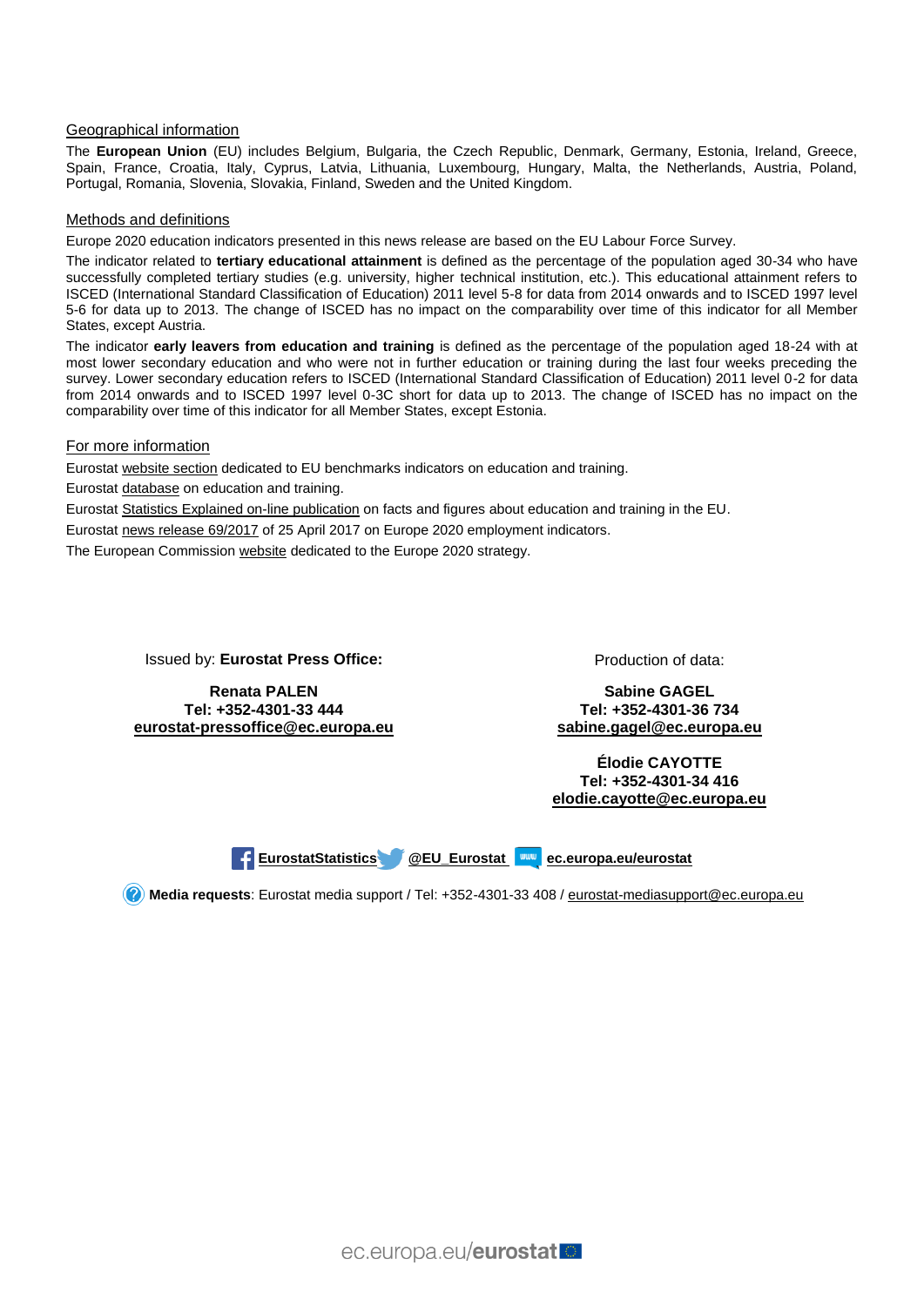## Geographical information

The **European Union** (EU) includes Belgium, Bulgaria, the Czech Republic, Denmark, Germany, Estonia, Ireland, Greece, Spain, France, Croatia, Italy, Cyprus, Latvia, Lithuania, Luxembourg, Hungary, Malta, the Netherlands, Austria, Poland, Portugal, Romania, Slovenia, Slovakia, Finland, Sweden and the United Kingdom.

## Methods and definitions

Europe 2020 education indicators presented in this news release are based on the EU Labour Force Survey.

The indicator related to **tertiary educational attainment** is defined as the percentage of the population aged 30-34 who have successfully completed tertiary studies (e.g. university, higher technical institution, etc.). This educational attainment refers to ISCED (International Standard Classification of Education) 2011 level 5-8 for data from 2014 onwards and to ISCED 1997 level 5-6 for data up to 2013. The change of ISCED has no impact on the comparability over time of this indicator for all Member States, except Austria.

The indicator **early leavers from education and training** is defined as the percentage of the population aged 18-24 with at most lower secondary education and who were not in further education or training during the last four weeks preceding the survey. Lower secondary education refers to ISCED (International Standard Classification of Education) 2011 level 0-2 for data from 2014 onwards and to ISCED 1997 level 0-3C short for data up to 2013. The change of ISCED has no impact on the comparability over time of this indicator for all Member States, except Estonia.

## For more information

Eurostat website section dedicated to EU benchmarks indicators on education and training.

Eurostat database on education and training.

Eurostat Statistics Explained on-line publication on facts and figures about education and training in the EU.

Eurostat news release 69/2017 of 25 April 2017 on Europe 2020 employment indicators.

The European Commission website dedicated to the Europe 2020 strategy.

Issued by: **Eurostat Press Office:**

**Renata PALEN**
**Tel: +352-4301-33 444**
**eurostat-pressoffice@ec.europa.eu**

Production of data:

**Sabine GAGEL**
**Tel: +352-4301-36 734**
**sabine.gagel@ec.europa.eu**

**Élodie CAYOTTE**
**Tel: +352-4301-34 416**
**elodie.cayotte@ec.europa.eu**

**EurostatStatistics** **@EU_Eurostat** **ec.europa.eu/eurostat**

**Media requests**: Eurostat media support / Tel: +352-4301-33 408 / eurostat-mediasupport@ec.europa.eu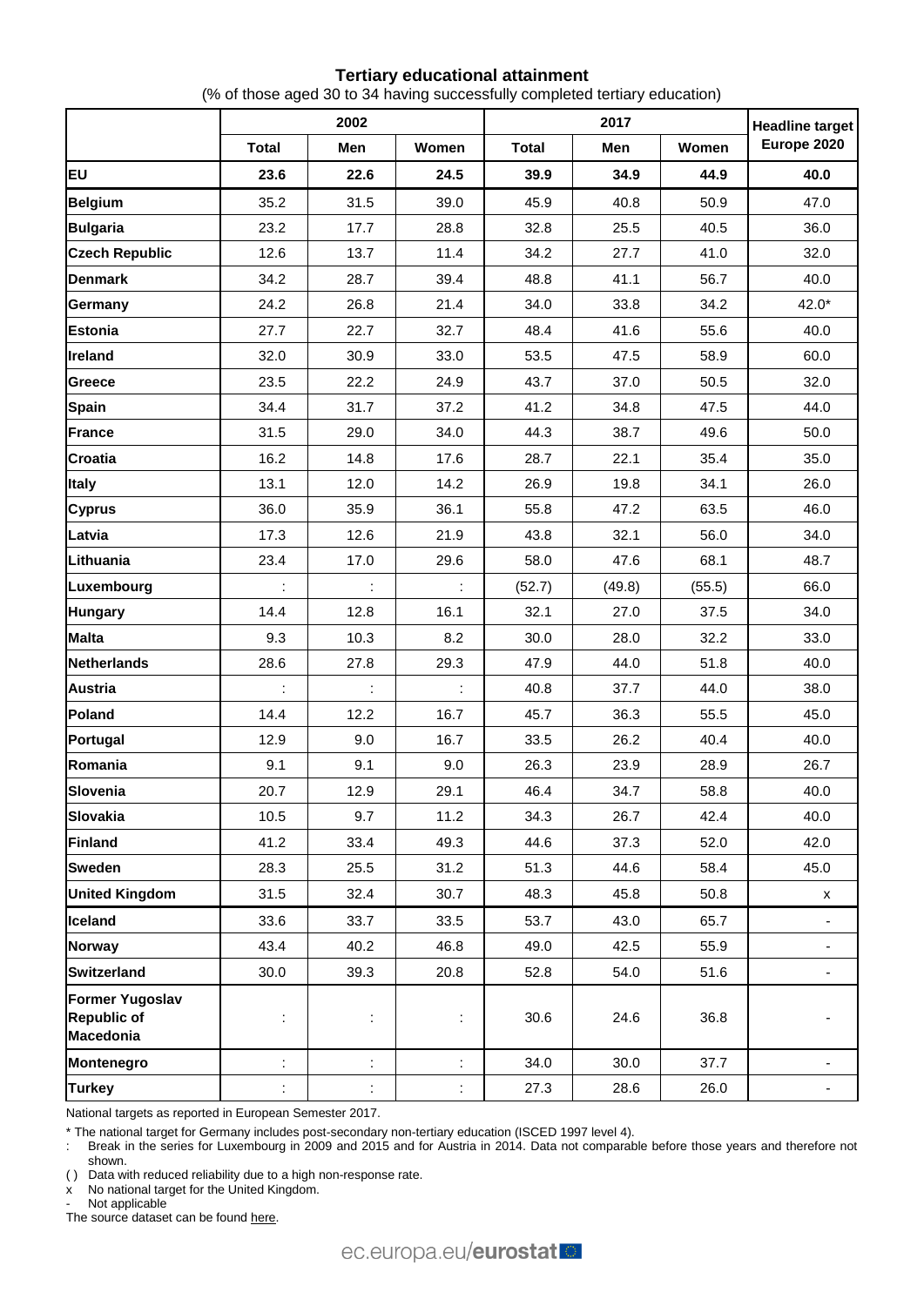### Tertiary educational attainment

(% of those aged 30 to 34 having successfully completed tertiary education)

| | 2002 | | | 2017 | | | Headline target Europe 2020 |
|---|---|---|---|---|---|---|---|
| | Total | Men | Women | Total | Men | Women | |
| **EU** | **23.6** | **22.6** | **24.5** | **39.9** | **34.9** | **44.9** | **40.0** |
| **Belgium** | 35.2 | 31.5 | 39.0 | 45.9 | 40.8 | 50.9 | 47.0 |
| **Bulgaria** | 23.2 | 17.7 | 28.8 | 32.8 | 25.5 | 40.5 | 36.0 |
| **Czech Republic** | 12.6 | 13.7 | 11.4 | 34.2 | 27.7 | 41.0 | 32.0 |
| **Denmark** | 34.2 | 28.7 | 39.4 | 48.8 | 41.1 | 56.7 | 40.0 |
| **Germany** | 24.2 | 26.8 | 21.4 | 34.0 | 33.8 | 34.2 | 42.0* |
| **Estonia** | 27.7 | 22.7 | 32.7 | 48.4 | 41.6 | 55.6 | 40.0 |
| **Ireland** | 32.0 | 30.9 | 33.0 | 53.5 | 47.5 | 58.9 | 60.0 |
| **Greece** | 23.5 | 22.2 | 24.9 | 43.7 | 37.0 | 50.5 | 32.0 |
| **Spain** | 34.4 | 31.7 | 37.2 | 41.2 | 34.8 | 47.5 | 44.0 |
| **France** | 31.5 | 29.0 | 34.0 | 44.3 | 38.7 | 49.6 | 50.0 |
| **Croatia** | 16.2 | 14.8 | 17.6 | 28.7 | 22.1 | 35.4 | 35.0 |
| **Italy** | 13.1 | 12.0 | 14.2 | 26.9 | 19.8 | 34.1 | 26.0 |
| **Cyprus** | 36.0 | 35.9 | 36.1 | 55.8 | 47.2 | 63.5 | 46.0 |
| **Latvia** | 17.3 | 12.6 | 21.9 | 43.8 | 32.1 | 56.0 | 34.0 |
| **Lithuania** | 23.4 | 17.0 | 29.6 | 58.0 | 47.6 | 68.1 | 48.7 |
| **Luxembourg** | : | : | : | (52.7) | (49.8) | (55.5) | 66.0 |
| **Hungary** | 14.4 | 12.8 | 16.1 | 32.1 | 27.0 | 37.5 | 34.0 |
| **Malta** | 9.3 | 10.3 | 8.2 | 30.0 | 28.0 | 32.2 | 33.0 |
| **Netherlands** | 28.6 | 27.8 | 29.3 | 47.9 | 44.0 | 51.8 | 40.0 |
| **Austria** | : | : | : | 40.8 | 37.7 | 44.0 | 38.0 |
| **Poland** | 14.4 | 12.2 | 16.7 | 45.7 | 36.3 | 55.5 | 45.0 |
| **Portugal** | 12.9 | 9.0 | 16.7 | 33.5 | 26.2 | 40.4 | 40.0 |
| **Romania** | 9.1 | 9.1 | 9.0 | 26.3 | 23.9 | 28.9 | 26.7 |
| **Slovenia** | 20.7 | 12.9 | 29.1 | 46.4 | 34.7 | 58.8 | 40.0 |
| **Slovakia** | 10.5 | 9.7 | 11.2 | 34.3 | 26.7 | 42.4 | 40.0 |
| **Finland** | 41.2 | 33.4 | 49.3 | 44.6 | 37.3 | 52.0 | 42.0 |
| **Sweden** | 28.3 | 25.5 | 31.2 | 51.3 | 44.6 | 58.4 | 45.0 |
| **United Kingdom** | 31.5 | 32.4 | 30.7 | 48.3 | 45.8 | 50.8 | x |
| **Iceland** | 33.6 | 33.7 | 33.5 | 53.7 | 43.0 | 65.7 | - |
| **Norway** | 43.4 | 40.2 | 46.8 | 49.0 | 42.5 | 55.9 | - |
| **Switzerland** | 30.0 | 39.3 | 20.8 | 52.8 | 54.0 | 51.6 | - |
| **Former Yugoslav Republic of Macedonia** | : | : | : | 30.6 | 24.6 | 36.8 | - |
| **Montenegro** | : | : | : | 34.0 | 30.0 | 37.7 | - |
| **Turkey** | : | : | : | 27.3 | 28.6 | 26.0 | - |

National targets as reported in European Semester 2017.

\* The national target for Germany includes post-secondary non-tertiary education (ISCED 1997 level 4).

: Break in the series for Luxembourg in 2009 and 2015 and for Austria in 2014. Data not comparable before those years and therefore not shown.

( ) Data with reduced reliability due to a high non-response rate.

x No national target for the United Kingdom.

\- Not applicable

The source dataset can be found here.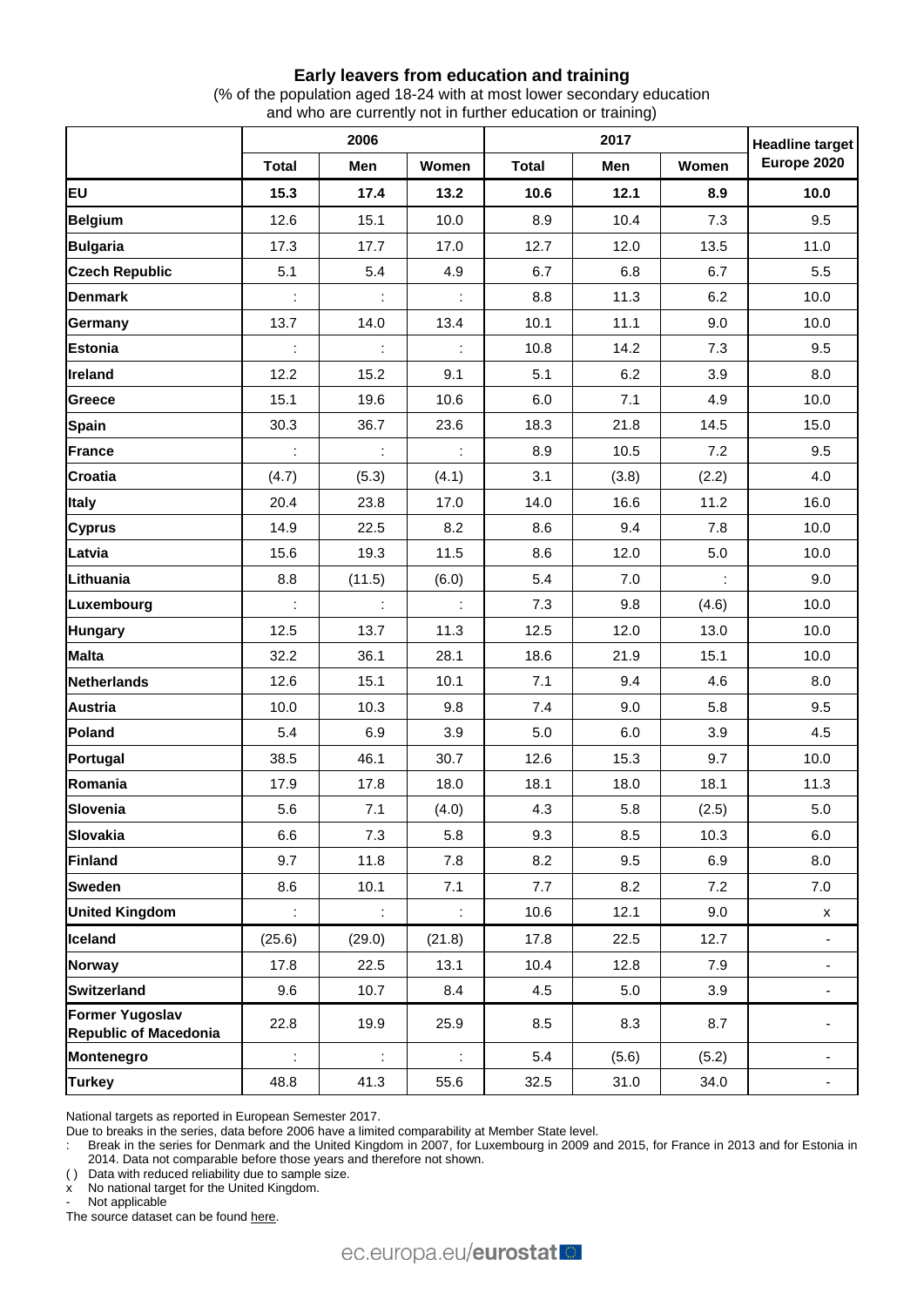# Early leavers from education and training

(% of the population aged 18-24 with at most lower secondary education and who are currently not in further education or training)

| | 2006 | | | 2017 | | | Headline target Europe 2020 |
|---|---|---|---|---|---|---|---|
| | Total | Men | Women | Total | Men | Women | |
| **EU** | **15.3** | **17.4** | **13.2** | **10.6** | **12.1** | **8.9** | **10.0** |
| **Belgium** | 12.6 | 15.1 | 10.0 | 8.9 | 10.4 | 7.3 | 9.5 |
| **Bulgaria** | 17.3 | 17.7 | 17.0 | 12.7 | 12.0 | 13.5 | 11.0 |
| **Czech Republic** | 5.1 | 5.4 | 4.9 | 6.7 | 6.8 | 6.7 | 5.5 |
| **Denmark** | : | : | : | 8.8 | 11.3 | 6.2 | 10.0 |
| **Germany** | 13.7 | 14.0 | 13.4 | 10.1 | 11.1 | 9.0 | 10.0 |
| **Estonia** | : | : | : | 10.8 | 14.2 | 7.3 | 9.5 |
| **Ireland** | 12.2 | 15.2 | 9.1 | 5.1 | 6.2 | 3.9 | 8.0 |
| **Greece** | 15.1 | 19.6 | 10.6 | 6.0 | 7.1 | 4.9 | 10.0 |
| **Spain** | 30.3 | 36.7 | 23.6 | 18.3 | 21.8 | 14.5 | 15.0 |
| **France** | : | : | : | 8.9 | 10.5 | 7.2 | 9.5 |
| **Croatia** | (4.7) | (5.3) | (4.1) | 3.1 | (3.8) | (2.2) | 4.0 |
| **Italy** | 20.4 | 23.8 | 17.0 | 14.0 | 16.6 | 11.2 | 16.0 |
| **Cyprus** | 14.9 | 22.5 | 8.2 | 8.6 | 9.4 | 7.8 | 10.0 |
| **Latvia** | 15.6 | 19.3 | 11.5 | 8.6 | 12.0 | 5.0 | 10.0 |
| **Lithuania** | 8.8 | (11.5) | (6.0) | 5.4 | 7.0 | : | 9.0 |
| **Luxembourg** | : | : | : | 7.3 | 9.8 | (4.6) | 10.0 |
| **Hungary** | 12.5 | 13.7 | 11.3 | 12.5 | 12.0 | 13.0 | 10.0 |
| **Malta** | 32.2 | 36.1 | 28.1 | 18.6 | 21.9 | 15.1 | 10.0 |
| **Netherlands** | 12.6 | 15.1 | 10.1 | 7.1 | 9.4 | 4.6 | 8.0 |
| **Austria** | 10.0 | 10.3 | 9.8 | 7.4 | 9.0 | 5.8 | 9.5 |
| **Poland** | 5.4 | 6.9 | 3.9 | 5.0 | 6.0 | 3.9 | 4.5 |
| **Portugal** | 38.5 | 46.1 | 30.7 | 12.6 | 15.3 | 9.7 | 10.0 |
| **Romania** | 17.9 | 17.8 | 18.0 | 18.1 | 18.0 | 18.1 | 11.3 |
| **Slovenia** | 5.6 | 7.1 | (4.0) | 4.3 | 5.8 | (2.5) | 5.0 |
| **Slovakia** | 6.6 | 7.3 | 5.8 | 9.3 | 8.5 | 10.3 | 6.0 |
| **Finland** | 9.7 | 11.8 | 7.8 | 8.2 | 9.5 | 6.9 | 8.0 |
| **Sweden** | 8.6 | 10.1 | 7.1 | 7.7 | 8.2 | 7.2 | 7.0 |
| **United Kingdom** | : | : | : | 10.6 | 12.1 | 9.0 | x |
| **Iceland** | (25.6) | (29.0) | (21.8) | 17.8 | 22.5 | 12.7 | - |
| **Norway** | 17.8 | 22.5 | 13.1 | 10.4 | 12.8 | 7.9 | - |
| **Switzerland** | 9.6 | 10.7 | 8.4 | 4.5 | 5.0 | 3.9 | - |
| **Former Yugoslav Republic of Macedonia** | 22.8 | 19.9 | 25.9 | 8.5 | 8.3 | 8.7 | - |
| **Montenegro** | : | : | : | 5.4 | (5.6) | (5.2) | - |
| **Turkey** | 48.8 | 41.3 | 55.6 | 32.5 | 31.0 | 34.0 | - |

National targets as reported in European Semester 2017.

Due to breaks in the series, data before 2006 have a limited comparability at Member State level.

: Break in the series for Denmark and the United Kingdom in 2007, for Luxembourg in 2009 and 2015, for France in 2013 and for Estonia in 2014. Data not comparable before those years and therefore not shown.

( ) Data with reduced reliability due to sample size.

x No national target for the United Kingdom.

- Not applicable

The source dataset can be found here.